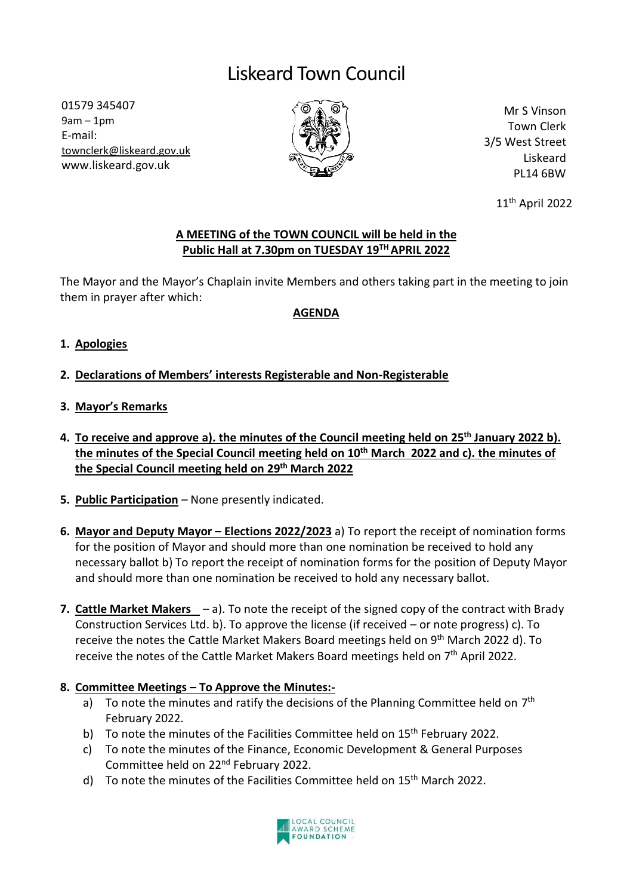# Liskeard Town Council

01579 345407
9am – 1pm
E-mail:
townclerk@liskeard.gov.uk
www.liskeard.gov.uk

Mr S Vinson
Town Clerk
3/5 West Street
Liskeard
PL14 6BW

11th April 2022

**A MEETING of the TOWN COUNCIL will be held in the Public Hall at 7.30pm on TUESDAY 19TH APRIL 2022**

The Mayor and the Mayor's Chaplain invite Members and others taking part in the meeting to join them in prayer after which:

**AGENDA**

1. **Apologies**

2. **Declarations of Members' interests Registerable and Non-Registerable**

3. **Mayor's Remarks**

4. **To receive and approve a). the minutes of the Council meeting held on 25th January 2022 b). the minutes of the Special Council meeting held on 10th March 2022 and c). the minutes of the Special Council meeting held on 29th March 2022**

5. **Public Participation** – None presently indicated.

6. **Mayor and Deputy Mayor – Elections 2022/2023** a) To report the receipt of nomination forms for the position of Mayor and should more than one nomination be received to hold any necessary ballot b) To report the receipt of nomination forms for the position of Deputy Mayor and should more than one nomination be received to hold any necessary ballot.

7. **Cattle Market Makers** – a). To note the receipt of the signed copy of the contract with Brady Construction Services Ltd. b). To approve the license (if received – or note progress) c). To receive the notes the Cattle Market Makers Board meetings held on 9th March 2022 d). To receive the notes of the Cattle Market Makers Board meetings held on 7th April 2022.

8. **Committee Meetings – To Approve the Minutes:-**
   a) To note the minutes and ratify the decisions of the Planning Committee held on 7th February 2022.
   b) To note the minutes of the Facilities Committee held on 15th February 2022.
   c) To note the minutes of the Finance, Economic Development & General Purposes Committee held on 22nd February 2022.
   d) To note the minutes of the Facilities Committee held on 15th March 2022.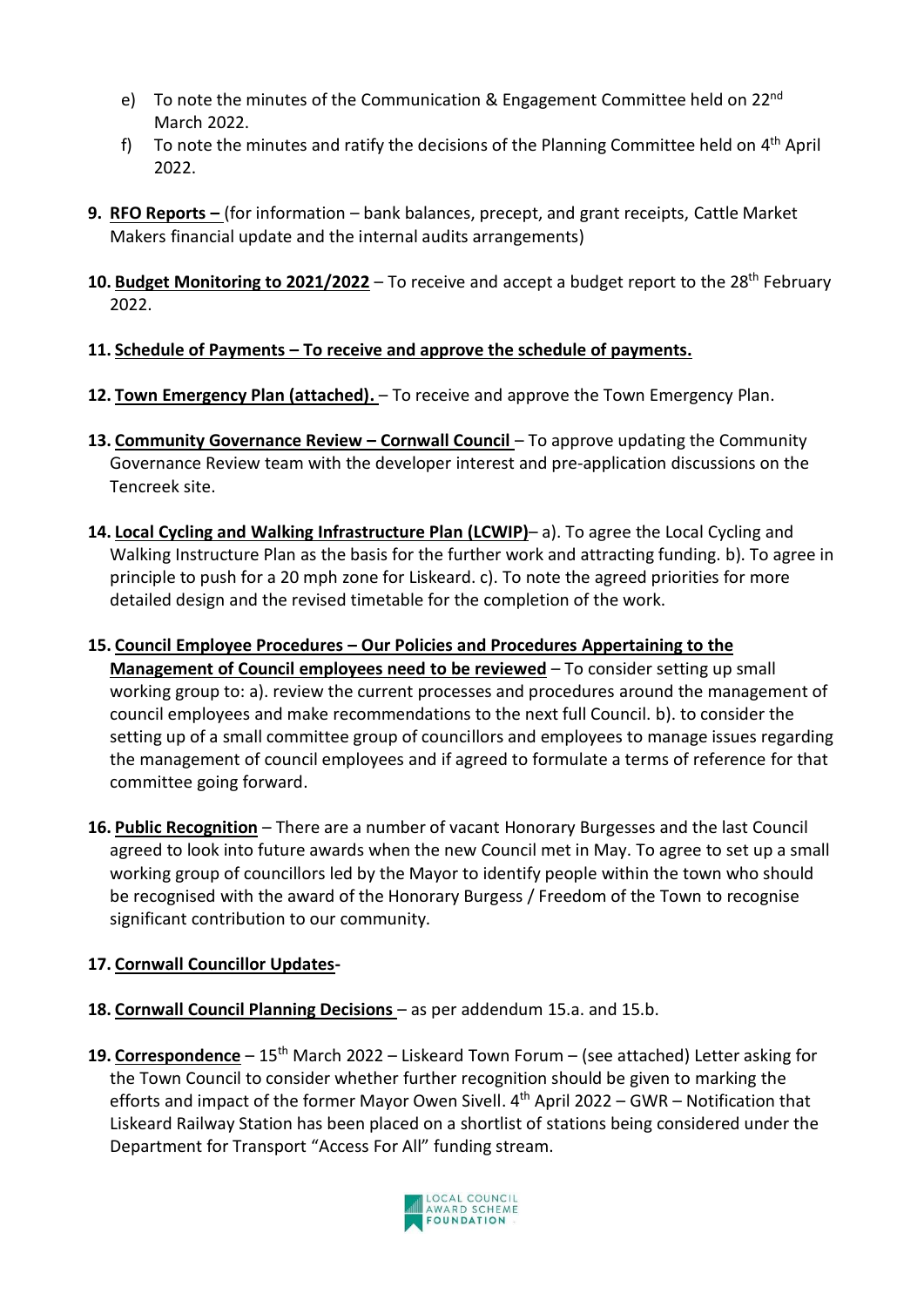e) To note the minutes of the Communication & Engagement Committee held on 22nd March 2022.
f) To note the minutes and ratify the decisions of the Planning Committee held on 4th April 2022.

9. **RFO Reports –** (for information – bank balances, precept, and grant receipts, Cattle Market Makers financial update and the internal audits arrangements)

10. **Budget Monitoring to 2021/2022** – To receive and accept a budget report to the 28th February 2022.

11. **Schedule of Payments – To receive and approve the schedule of payments.**

12. **Town Emergency Plan (attached).** – To receive and approve the Town Emergency Plan.

13. **Community Governance Review – Cornwall Council** – To approve updating the Community Governance Review team with the developer interest and pre-application discussions on the Tencreek site.

14. **Local Cycling and Walking Infrastructure Plan (LCWIP)**– a). To agree the Local Cycling and Walking Instructure Plan as the basis for the further work and attracting funding. b). To agree in principle to push for a 20 mph zone for Liskeard. c). To note the agreed priorities for more detailed design and the revised timetable for the completion of the work.

15. **Council Employee Procedures – Our Policies and Procedures Appertaining to the Management of Council employees need to be reviewed** – To consider setting up small working group to: a). review the current processes and procedures around the management of council employees and make recommendations to the next full Council. b). to consider the setting up of a small committee group of councillors and employees to manage issues regarding the management of council employees and if agreed to formulate a terms of reference for that committee going forward.

16. **Public Recognition** – There are a number of vacant Honorary Burgesses and the last Council agreed to look into future awards when the new Council met in May. To agree to set up a small working group of councillors led by the Mayor to identify people within the town who should be recognised with the award of the Honorary Burgess / Freedom of the Town to recognise significant contribution to our community.

17. **Cornwall Councillor Updates-**

18. **Cornwall Council Planning Decisions** – as per addendum 15.a. and 15.b.

19. **Correspondence** – 15th March 2022 – Liskeard Town Forum – (see attached) Letter asking for the Town Council to consider whether further recognition should be given to marking the efforts and impact of the former Mayor Owen Sivell. 4th April 2022 – GWR – Notification that Liskeard Railway Station has been placed on a shortlist of stations being considered under the Department for Transport "Access For All" funding stream.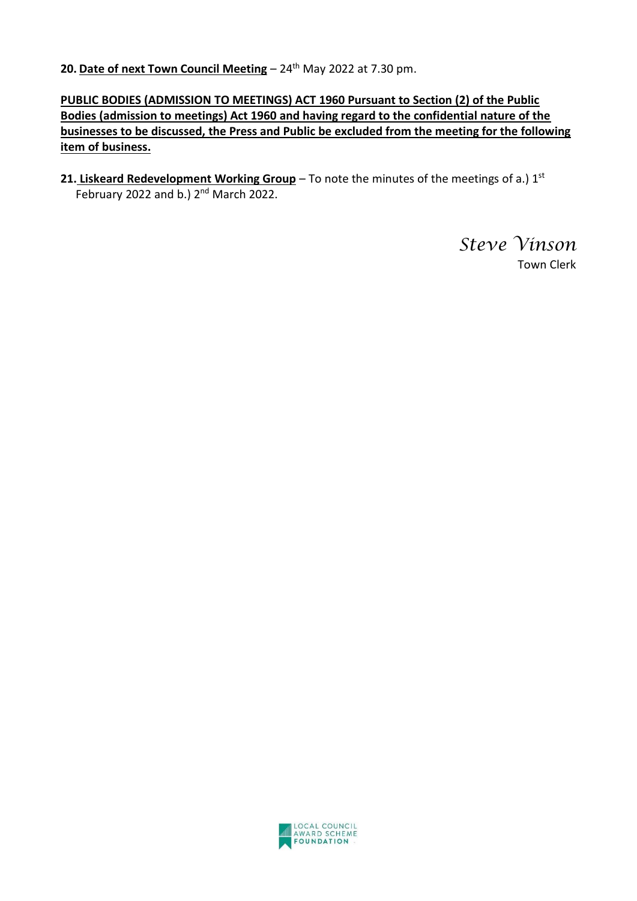**20. <u>Date of next Town Council Meeting</u>** – 24th May 2022 at 7.30 pm.

**<u>PUBLIC BODIES (ADMISSION TO MEETINGS) ACT 1960 Pursuant to Section (2) of the Public Bodies (admission to meetings) Act 1960 and having regard to the confidential nature of the businesses to be discussed, the Press and Public be excluded from the meeting for the following item of business.</u>**

**21. <u>Liskeard Redevelopment Working Group</u>** – To note the minutes of the meetings of a.) 1st February 2022 and b.) 2nd March 2022.

*Steve Vinson*
Town Clerk

LOCAL COUNCIL AWARD SCHEME FOUNDATION